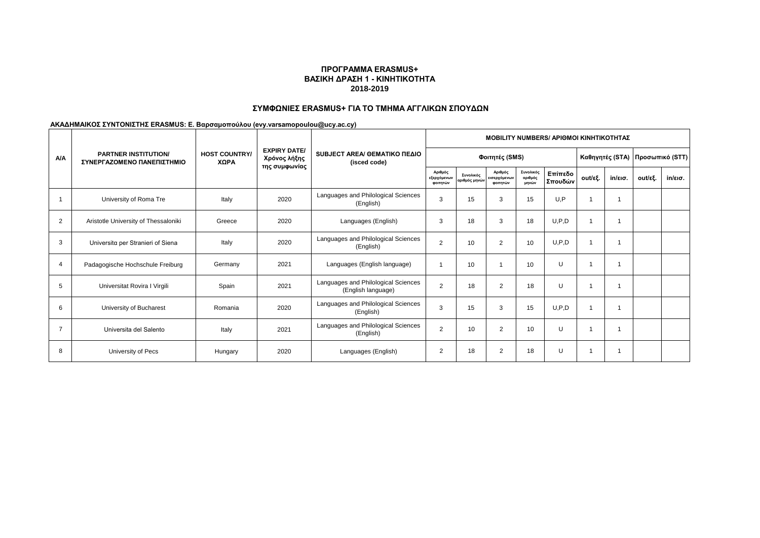**ΠΡΟΓΡΑΜΜΑ ERASMUS+**
**ΒΑΣΙΚΗ ΔΡΑΣΗ 1 - ΚΙΝΗΤΙΚΟΤΗΤΑ**
**2018-2019**

**ΣΥΜΦΩΝΙΕΣ ERASMUS+ ΓΙΑ ΤΟ ΤΜΗΜΑ ΑΓΓΛΙΚΩΝ ΣΠΟΥΔΩΝ**

**ΑΚΑΔΗΜΑΙΚΟΣ ΣΥΝΤΟΝΙΣΤΗΣ ERASMUS: Ε. Βαρσαμοπούλου (evy.varsamopoulou@ucy.ac.cy)**

| A/A | PARTNER INSTITUTION/ ΣΥΝΕΡΓΑΖΟΜΕΝΟ ΠΑΝΕΠΙΣΤΗΜΙΟ | HOST COUNTRY/ ΧΩΡΑ | EXPIRY DATE/ Χρόνος λήξης της συμφωνίας | SUBJECT AREA/ ΘΕΜΑΤΙΚΟ ΠΕΔΙΟ (isced code) | MOBILITY NUMBERS/ ΑΡΙΘΜΟΙ ΚΙΝΗΤΙΚΟΤΗΤΑΣ | | | | | | | | |
|---|---|---|---|---|---|---|---|---|---|---|---|---|---|
| | | | | | Φοιτητές (SMS) | | | | | Καθηγητές (STA) | | Προσωπικό (STT) | |
| | | | | | Αριθμός εξερχόμενων φοιτητών | Συνολικός αριθμός μηνών | Αριθμός εισερχόμενων φοιτητών | Συνολικός αριθμός μηνών | Επίπεδο Σπουδών | out/εξ. | in/εισ. | out/εξ. | in/εισ. |
| 1 | University of Roma Tre | Italy | 2020 | Languages and Philological Sciences (English) | 3 | 15 | 3 | 15 | U,P | 1 | 1 | | |
| 2 | Aristotle University of Thessaloniki | Greece | 2020 | Languages (English) | 3 | 18 | 3 | 18 | U,P,D | 1 | 1 | | |
| 3 | Universitα per Stranieri of Siena | Italy | 2020 | Languages and Philological Sciences (English) | 2 | 10 | 2 | 10 | U,P,D | 1 | 1 | | |
| 4 | Padagogische Hochschule Freiburg | Germany | 2021 | Languages (English language) | 1 | 10 | 1 | 10 | U | 1 | 1 | | |
| 5 | Universitat Rovira I Virgili | Spain | 2021 | Languages and Philological Sciences (English language) | 2 | 18 | 2 | 18 | U | 1 | 1 | | |
| 6 | University of Bucharest | Romania | 2020 | Languages and Philological Sciences (English) | 3 | 15 | 3 | 15 | U,P,D | 1 | 1 | | |
| 7 | Universita del Salento | Italy | 2021 | Languages and Philological Sciences (English) | 2 | 10 | 2 | 10 | U | 1 | 1 | | |
| 8 | University of Pecs | Hungary | 2020 | Languages (English) | 2 | 18 | 2 | 18 | U | 1 | 1 | | |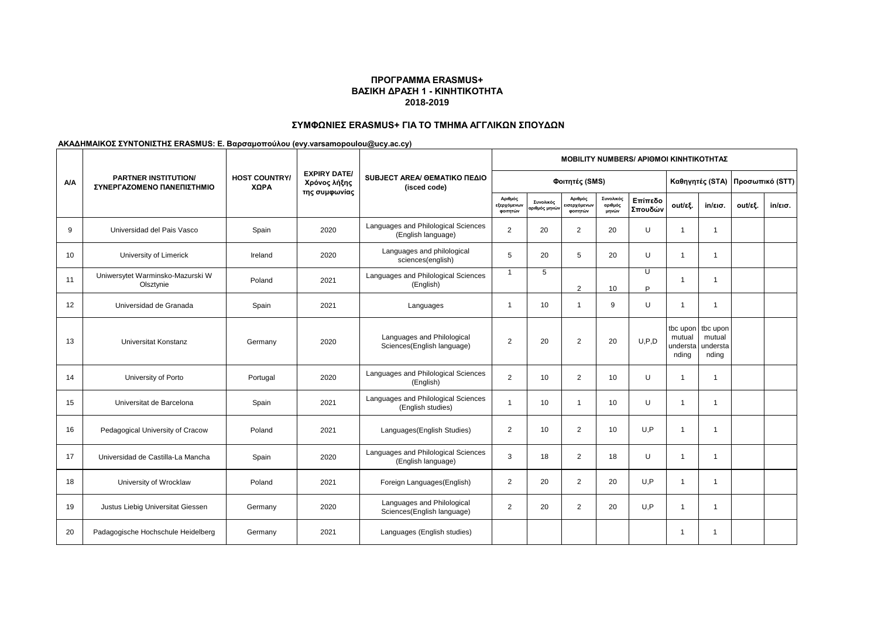**ΠΡΟΓΡΑΜΜΑ ERASMUS+**
**ΒΑΣΙΚΗ ΔΡΑΣΗ 1 - ΚΙΝΗΤΙΚΟΤΗΤΑ**
**2018-2019**

**ΣΥΜΦΩΝΙΕΣ ERASMUS+ ΓΙΑ ΤΟ ΤΜΗΜΑ ΑΓΓΛΙΚΩΝ ΣΠΟΥΔΩΝ**

**ΑΚΑΔΗΜΑΙΚΟΣ ΣΥΝΤΟΝΙΣΤΗΣ ERASMUS: Ε. Βαρσαμοπούλου (evy.varsamopoulou@ucy.ac.cy)**

| A/A | PARTNER INSTITUTION/ ΣΥΝΕΡΓΑΖΟΜΕΝΟ ΠΑΝΕΠΙΣΤΗΜΙΟ | HOST COUNTRY/ ΧΩΡΑ | EXPIRY DATE/ Χρόνος λήξης της συμφωνίας | SUBJECT AREA/ ΘΕΜΑΤΙΚΟ ΠΕΔΙΟ (isced code) | MOBILITY NUMBERS/ ΑΡΙΘΜΟΙ ΚΙΝΗΤΙΚΟΤΗΤΑΣ | | | | | | | | |
|---|---|---|---|---|---|---|---|---|---|---|---|---|---|
| | | | | | Φοιτητές (SMS) | | | | | Καθηγητές (STA) | | Προσωπικό (STT) | |
| | | | | | Αριθμός εξερχόμενων φοιτητών | Συνολικός αριθμός μηνών | Αριθμός εισερχόμενων φοιτητών | Συνολικός αριθμός μηνών | Επίπεδο Σπουδών | out/εξ. | in/εισ. | out/εξ. | in/εισ. |
| 9 | Universidad del Pais Vasco | Spain | 2020 | Languages and Philological Sciences (English language) | 2 | 20 | 2 | 20 | U | 1 | 1 | | |
| 10 | University of Limerick | Ireland | 2020 | Languages and philological sciences(english) | 5 | 20 | 5 | 20 | U | 1 | 1 | | |
| 11 | Uniwersytet Warminsko-Mazurski W Olsztynie | Poland | 2021 | Languages and Philological Sciences (English) | 1 | 5 | 2 | 10 | U P | 1 | 1 | | |
| 12 | Universidad de Granada | Spain | 2021 | Languages | 1 | 10 | 1 | 9 | U | 1 | 1 | | |
| 13 | Universitat Konstanz | Germany | 2020 | Languages and Philological Sciences(English language) | 2 | 20 | 2 | 20 | U,P,D | tbc upon mutual understanding | tbc upon mutual understanding | | |
| 14 | University of Porto | Portugal | 2020 | Languages and Philological Sciences (English) | 2 | 10 | 2 | 10 | U | 1 | 1 | | |
| 15 | Universitat de Barcelona | Spain | 2021 | Languages and Philological Sciences (English studies) | 1 | 10 | 1 | 10 | U | 1 | 1 | | |
| 16 | Pedagogical University of Cracow | Poland | 2021 | Languages(English Studies) | 2 | 10 | 2 | 10 | U,P | 1 | 1 | | |
| 17 | Universidad de Castilla-La Mancha | Spain | 2020 | Languages and Philological Sciences (English language) | 3 | 18 | 2 | 18 | U | 1 | 1 | | |
| 18 | University of Wrocklaw | Poland | 2021 | Foreign Languages(English) | 2 | 20 | 2 | 20 | U,P | 1 | 1 | | |
| 19 | Justus Liebig Universitat Giessen | Germany | 2020 | Languages and Philological Sciences(English language) | 2 | 20 | 2 | 20 | U,P | 1 | 1 | | |
| 20 | Padagogische Hochschule Heidelberg | Germany | 2021 | Languages (English studies) | | | | | | 1 | 1 | | |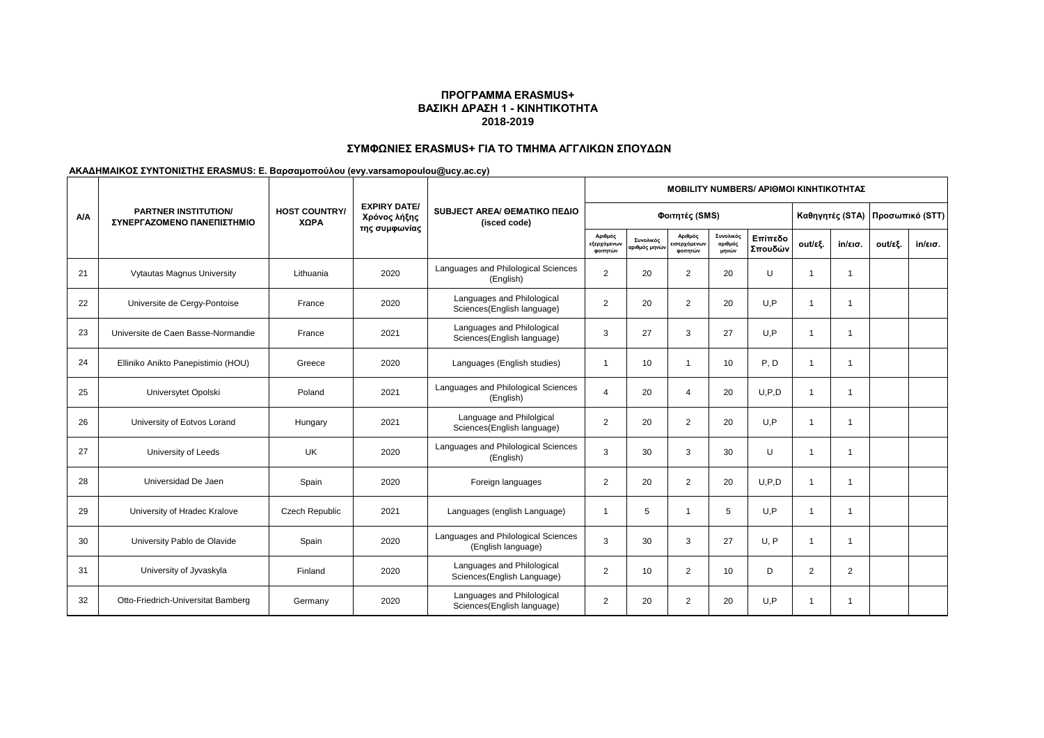## ΠΡΟΓΡΑΜΜΑ ERASMUS+
## ΒΑΣΙΚΗ ΔΡΑΣΗ 1 - ΚΙΝΗΤΙΚΟΤΗΤΑ
## 2018-2019

### ΣΥΜΦΩΝΙΕΣ ERASMUS+ ΓΙΑ ΤΟ ΤΜΗΜΑ ΑΓΓΛΙΚΩΝ ΣΠΟΥΔΩΝ

**ΑΚΑΔΗΜΑΙΚΟΣ ΣΥΝΤΟΝΙΣΤΗΣ ERASMUS: Ε. Βαρσαμοπούλου (evy.varsamopoulou@ucy.ac.cy)**

| A/A | PARTNER INSTITUTION/ ΣΥΝΕΡΓΑΖΟΜΕΝΟ ΠΑΝΕΠΙΣΤΗΜΙΟ | HOST COUNTRY/ ΧΩΡΑ | EXPIRY DATE/ Χρόνος λήξης της συμφωνίας | SUBJECT AREA/ ΘΕΜΑΤΙΚΟ ΠΕΔΙΟ (isced code) | MOBILITY NUMBERS/ ΑΡΙΘΜΟΙ ΚΙΝΗΤΙΚΟΤΗΤΑΣ | | | | | | | | |
|---|---|---|---|---|---|---|---|---|---|---|---|---|---|
| | | | | | Φοιτητές (SMS) | | | | | Καθηγητές (STA) | | Προσωπικό (STT) | |
| | | | | | Αριθμός εξερχόμενων φοιτητών | Συνολικός αριθμός μηνών | Αριθμός εισερχόμενων φοιτητών | Συνολικός αριθμός μηνών | Επίπεδο Σπουδών | out/εξ. | in/εισ. | out/εξ. | in/εισ. |
| 21 | Vytautas Magnus University | Lithuania | 2020 | Languages and Philological Sciences (English) | 2 | 20 | 2 | 20 | U | 1 | 1 | | |
| 22 | Universite de Cergy-Pontoise | France | 2020 | Languages and Philological Sciences(English language) | 2 | 20 | 2 | 20 | U,P | 1 | 1 | | |
| 23 | Universite de Caen Basse-Normandie | France | 2021 | Languages and Philological Sciences(English language) | 3 | 27 | 3 | 27 | U,P | 1 | 1 | | |
| 24 | Elliniko Anikto Panepistimio (HOU) | Greece | 2020 | Languages (English studies) | 1 | 10 | 1 | 10 | P, D | 1 | 1 | | |
| 25 | Universytet Opolski | Poland | 2021 | Languages and Philological Sciences (English) | 4 | 20 | 4 | 20 | U,P,D | 1 | 1 | | |
| 26 | University of Eotvos Lorand | Hungary | 2021 | Language and Philolgical Sciences(English language) | 2 | 20 | 2 | 20 | U,P | 1 | 1 | | |
| 27 | University of Leeds | UK | 2020 | Languages and Philological Sciences (English) | 3 | 30 | 3 | 30 | U | 1 | 1 | | |
| 28 | Universidad De Jaen | Spain | 2020 | Foreign languages | 2 | 20 | 2 | 20 | U,P,D | 1 | 1 | | |
| 29 | University of Hradec Kralove | Czech Republic | 2021 | Languages (english Language) | 1 | 5 | 1 | 5 | U,P | 1 | 1 | | |
| 30 | University Pablo de Olavide | Spain | 2020 | Languages and Philological Sciences (English language) | 3 | 30 | 3 | 27 | U, P | 1 | 1 | | |
| 31 | University of Jyvaskyla | Finland | 2020 | Languages and Philological Sciences(English Language) | 2 | 10 | 2 | 10 | D | 2 | 2 | | |
| 32 | Otto-Friedrich-Universitat Bamberg | Germany | 2020 | Languages and Philological Sciences(English language) | 2 | 20 | 2 | 20 | U,P | 1 | 1 | | |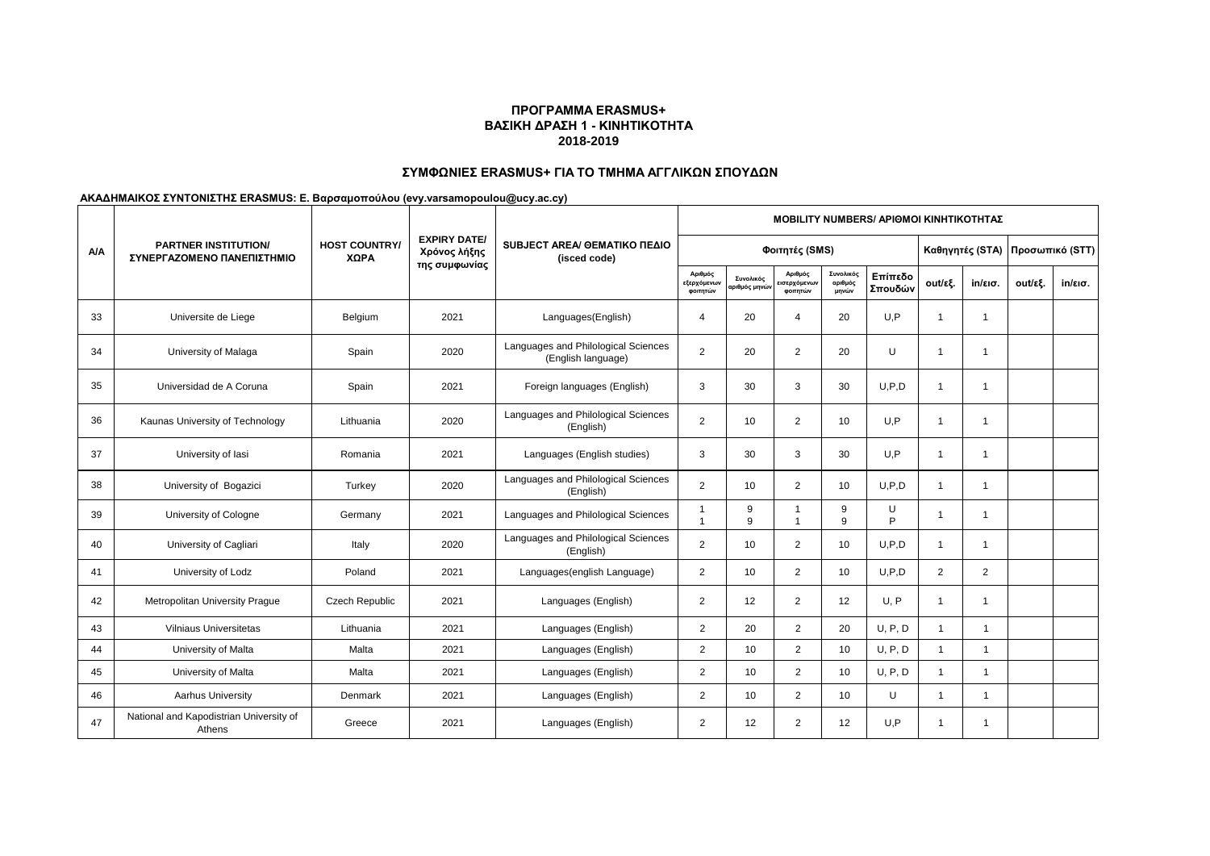# ΠΡΟΓΡΑΜΜΑ ERASMUS+
# ΒΑΣΙΚΗ ΔΡΑΣΗ 1 - ΚΙΝΗΤΙΚΟΤΗΤΑ
# 2018-2019

## ΣΥΜΦΩΝΙΕΣ ERASMUS+ ΓΙΑ ΤΟ ΤΜΗΜΑ ΑΓΓΛΙΚΩΝ ΣΠΟΥΔΩΝ

**ΑΚΑΔΗΜΑΙΚΟΣ ΣΥΝΤΟΝΙΣΤΗΣ ERASMUS: Ε. Βαρσαμοπούλου (evy.varsamopoulou@ucy.ac.cy)**

| Α/Α | PARTNER INSTITUTION/ ΣΥΝΕΡΓΑΖΟΜΕΝΟ ΠΑΝΕΠΙΣΤΗΜΙΟ | HOST COUNTRY/ ΧΩΡΑ | EXPIRY DATE/ Χρόνος λήξης της συμφωνίας | SUBJECT AREA/ ΘΕΜΑΤΙΚΟ ΠΕΔΙΟ (isced code) | MOBILITY NUMBERS/ ΑΡΙΘΜΟΙ ΚΙΝΗΤΙΚΟΤΗΤΑΣ | | | | | | | | |
|---|---|---|---|---|---|---|---|---|---|---|---|---|---|
| | | | | | Φοιτητές (SMS) | | | | | Καθηγητές (STA) | | Προσωπικό (STT) | |
| | | | | | Αριθμός εξερχόμενων φοιτητών | Συνολικός αριθμός μηνών | Αριθμός εισερχόμενων φοιτητών | Συνολικός αριθμός μηνών | Επίπεδο Σπουδών | out/εξ. | in/εισ. | out/εξ. | in/εισ. |
| 33 | Universite de Liege | Belgium | 2021 | Languages(English) | 4 | 20 | 4 | 20 | U,P | 1 | 1 | | |
| 34 | University of Malaga | Spain | 2020 | Languages and Philological Sciences (English language) | 2 | 20 | 2 | 20 | U | 1 | 1 | | |
| 35 | Universidad de A Coruna | Spain | 2021 | Foreign languages (English) | 3 | 30 | 3 | 30 | U,P,D | 1 | 1 | | |
| 36 | Kaunas University of Technology | Lithuania | 2020 | Languages and Philological Sciences (English) | 2 | 10 | 2 | 10 | U,P | 1 | 1 | | |
| 37 | University of Iasi | Romania | 2021 | Languages (English studies) | 3 | 30 | 3 | 30 | U,P | 1 | 1 | | |
| 38 | University of Bogazici | Turkey | 2020 | Languages and Philological Sciences (English) | 2 | 10 | 2 | 10 | U,P,D | 1 | 1 | | |
| 39 | University of Cologne | Germany | 2021 | Languages and Philological Sciences | 1<br>1 | 9<br>9 | 1<br>1 | 9<br>9 | U<br>P | 1 | 1 | | |
| 40 | University of Cagliari | Italy | 2020 | Languages and Philological Sciences (English) | 2 | 10 | 2 | 10 | U,P,D | 1 | 1 | | |
| 41 | University of Lodz | Poland | 2021 | Languages(english Language) | 2 | 10 | 2 | 10 | U,P,D | 2 | 2 | | |
| 42 | Metropolitan University Prague | Czech Republic | 2021 | Languages (English) | 2 | 12 | 2 | 12 | U, P | 1 | 1 | | |
| 43 | Vilniaus Universitetas | Lithuania | 2021 | Languages (English) | 2 | 20 | 2 | 20 | U, P, D | 1 | 1 | | |
| 44 | University of Malta | Malta | 2021 | Languages (English) | 2 | 10 | 2 | 10 | U, P, D | 1 | 1 | | |
| 45 | University of Malta | Malta | 2021 | Languages (English) | 2 | 10 | 2 | 10 | U, P, D | 1 | 1 | | |
| 46 | Aarhus University | Denmark | 2021 | Languages (English) | 2 | 10 | 2 | 10 | U | 1 | 1 | | |
| 47 | National and Kapodistrian University of Athens | Greece | 2021 | Languages (English) | 2 | 12 | 2 | 12 | U,P | 1 | 1 | | |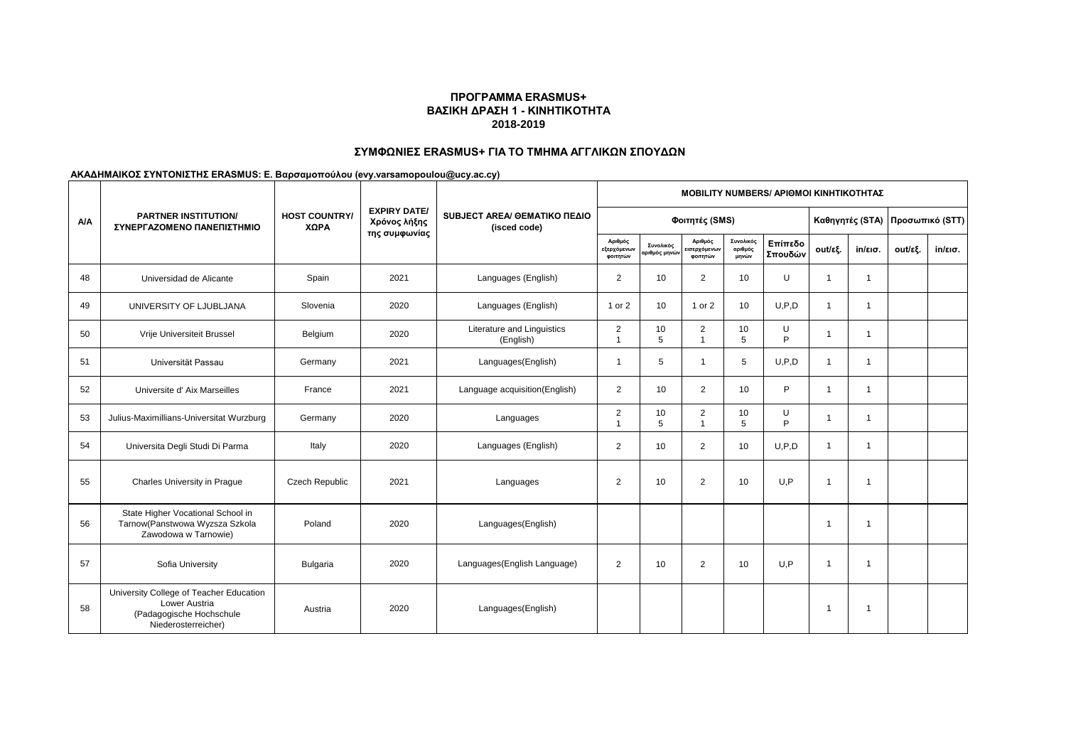**ΠΡΟΓΡΑΜΜΑ ERASMUS+**
**ΒΑΣΙΚΗ ΔΡΑΣΗ 1 - ΚΙΝΗΤΙΚΟΤΗΤΑ**
**2018-2019**

**ΣΥΜΦΩΝΙΕΣ ERASMUS+ ΓΙΑ ΤΟ ΤΜΗΜΑ ΑΓΓΛΙΚΩΝ ΣΠΟΥΔΩΝ**

**ΑΚΑΔΗΜΑΙΚΟΣ ΣΥΝΤΟΝΙΣΤΗΣ ERASMUS: Ε. Βαρσαμοπούλου (evy.varsamopoulou@ucy.ac.cy)**

| Α/Α | PARTNER INSTITUTION/ ΣΥΝΕΡΓΑΖΟΜΕΝΟ ΠΑΝΕΠΙΣΤΗΜΙΟ | HOST COUNTRY/ ΧΩΡΑ | EXPIRY DATE/ Χρόνος λήξης της συμφωνίας | SUBJECT AREA/ ΘΕΜΑΤΙΚΟ ΠΕΔΙΟ (isced code) | MOBILITY NUMBERS/ ΑΡΙΘΜΟΙ ΚΙΝΗΤΙΚΟΤΗΤΑΣ | | | | | | | | |
|---|---|---|---|---|---|---|---|---|---|---|---|---|---|
| | | | | | Φοιτητές (SMS) | | | | | Καθηγητές (STA) | | Προσωπικό (STT) | |
| | | | | | Αριθμός εξερχόμενων φοιτητών | Συνολικός αριθμός μηνών | Αριθμός εισερχόμενων φοιτητών | Συνολικός αριθμός μηνών | Επίπεδο Σπουδών | out/εξ. | in/εισ. | out/εξ. | in/εισ. |
| 48 | Universidad de Alicante | Spain | 2021 | Languages (English) | 2 | 10 | 2 | 10 | U | 1 | 1 | | |
| 49 | UNIVERSITY OF LJUBLJANA | Slovenia | 2020 | Languages (English) | 1 or 2 | 10 | 1 or 2 | 10 | U,P,D | 1 | 1 | | |
| 50 | Vrije Universiteit Brussel | Belgium | 2020 | Literature and Linguistics (English) | 2<br>1 | 10<br>5 | 2<br>1 | 10<br>5 | U<br>P | 1 | 1 | | |
| 51 | Universität Passau | Germany | 2021 | Languages(English) | 1 | 5 | 1 | 5 | U,P,D | 1 | 1 | | |
| 52 | Universite d' Aix Marseilles | France | 2021 | Language acquisition(English) | 2 | 10 | 2 | 10 | P | 1 | 1 | | |
| 53 | Julius-Maximillians-Universitat Wurzburg | Germany | 2020 | Languages | 2<br>1 | 10<br>5 | 2<br>1 | 10<br>5 | U<br>P | 1 | 1 | | |
| 54 | Universita Degli Studi Di Parma | Italy | 2020 | Languages (English) | 2 | 10 | 2 | 10 | U,P,D | 1 | 1 | | |
| 55 | Charles University in Prague | Czech Republic | 2021 | Languages | 2 | 10 | 2 | 10 | U,P | 1 | 1 | | |
| 56 | State Higher Vocational School in Tarnow(Panstwowa Wyzsza Szkola Zawodowa w Tarnowie) | Poland | 2020 | Languages(English) | | | | | | 1 | 1 | | |
| 57 | Sofia University | Bulgaria | 2020 | Languages(English Language) | 2 | 10 | 2 | 10 | U,P | 1 | 1 | | |
| 58 | University College of Teacher Education Lower Austria (Padagogische Hochschule Niederosterreicher) | Austria | 2020 | Languages(English) | | | | | | 1 | 1 | | |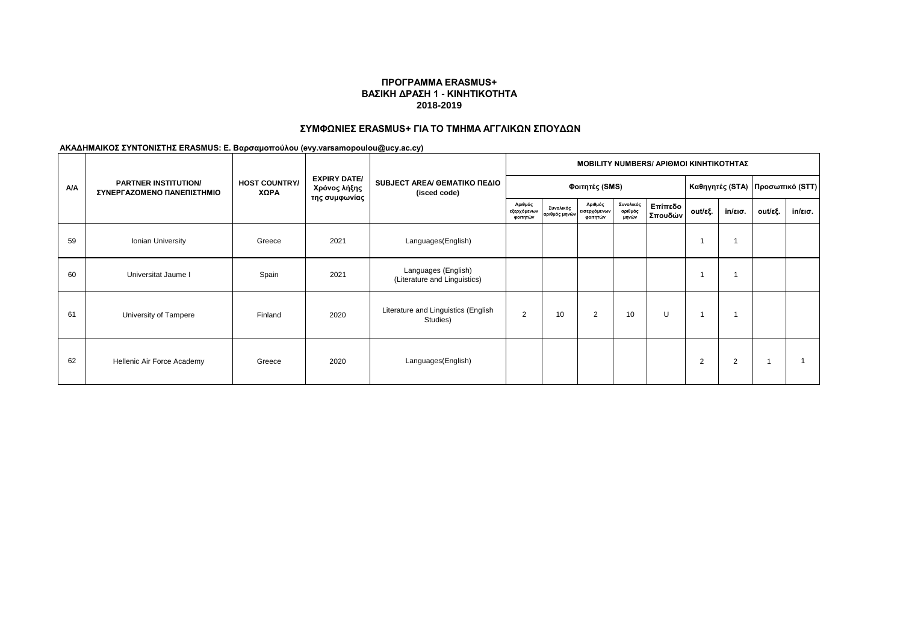**ΠΡΟΓΡΑΜΜΑ ERASMUS+**
**ΒΑΣΙΚΗ ΔΡΑΣΗ 1 - ΚΙΝΗΤΙΚΟΤΗΤΑ**
**2018-2019**

**ΣΥΜΦΩΝΙΕΣ ERASMUS+ ΓΙΑ ΤΟ ΤΜΗΜΑ ΑΓΓΛΙΚΩΝ ΣΠΟΥΔΩΝ**

**ΑΚΑΔΗΜΑΙΚΟΣ ΣΥΝΤΟΝΙΣΤΗΣ ERASMUS: Ε. Βαρσαμοπούλου (evy.varsamopoulou@ucy.ac.cy)**

| A/A | PARTNER INSTITUTION/ ΣΥΝΕΡΓΑΖΟΜΕΝΟ ΠΑΝΕΠΙΣΤΗΜΙΟ | HOST COUNTRY/ ΧΩΡΑ | EXPIRY DATE/ Χρόνος λήξης της συμφωνίας | SUBJECT AREA/ ΘΕΜΑΤΙΚΟ ΠΕΔΙΟ (isced code) | MOBILITY NUMBERS/ ΑΡΙΘΜΟΙ ΚΙΝΗΤΙΚΟΤΗΤΑΣ | | | | | | | | |
|---|---|---|---|---|---|---|---|---|---|---|---|---|---|
| | | | | | Φοιτητές (SMS) | | | | | Καθηγητές (STA) | | Προσωπικό (STT) | |
| | | | | | Αριθμός εξερχόμενων φοιτητών | Συνολικός αριθμός μηνών | Αριθμός εισερχόμενων φοιτητών | Συνολικός αριθμός μηνών | Επίπεδο Σπουδών | out/εξ. | in/εισ. | out/εξ. | in/εισ. |
| 59 | Ionian University | Greece | 2021 | Languages(English) | | | | | | 1 | 1 | | |
| 60 | Universitat Jaume I | Spain | 2021 | Languages (English) (Literature and Linguistics) | | | | | | 1 | 1 | | |
| 61 | University of Tampere | Finland | 2020 | Literature and Linguistics (English Studies) | 2 | 10 | 2 | 10 | U | 1 | 1 | | |
| 62 | Hellenic Air Force Academy | Greece | 2020 | Languages(English) | | | | | | 2 | 2 | 1 | 1 |